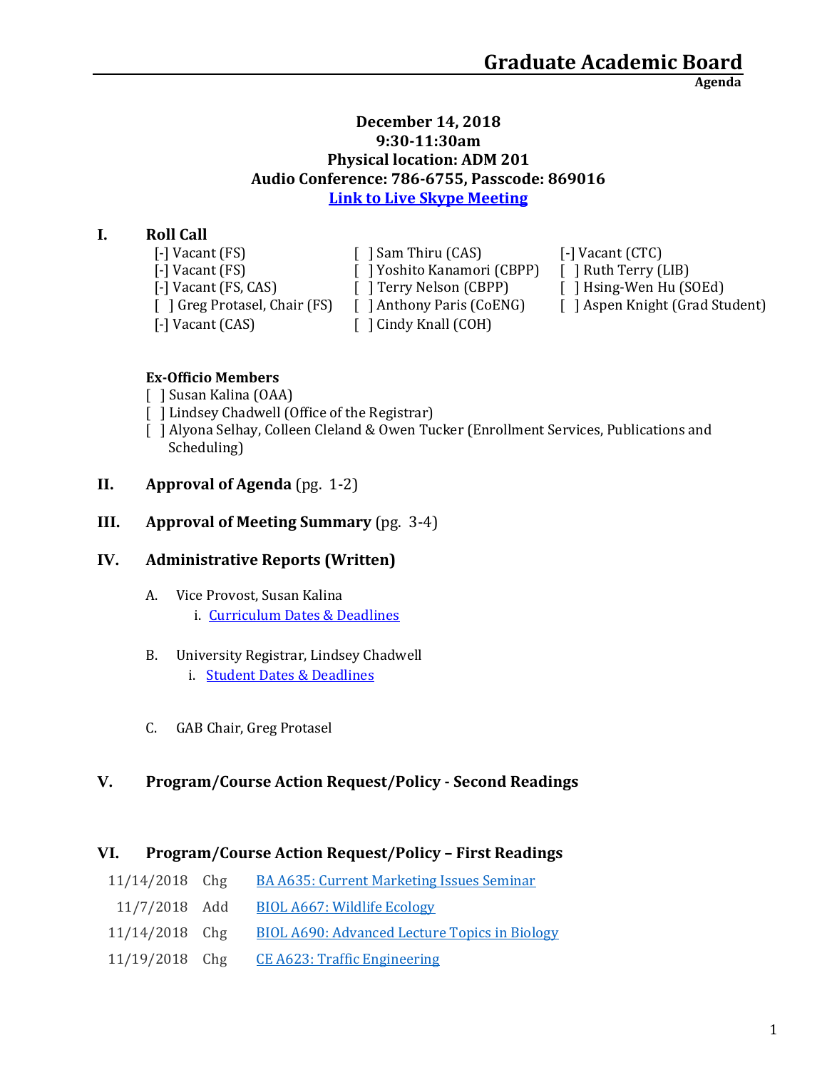# Graduate Academic Board

**Agenda**

**December 14, 2018**
**9:30-11:30am**
**Physical location: ADM 201**
**Audio Conference: 786-6755, Passcode: 869016**
**Link to Live Skype Meeting**

## I. Roll Call

- [-] Vacant (FS)
- [-] Vacant (FS)
- [-] Vacant (FS, CAS)
- [ ] Greg Protasel, Chair (FS)
- [-] Vacant (CAS)
- [ ] Sam Thiru (CAS)
- [ ] Yoshito Kanamori (CBPP)
- [ ] Terry Nelson (CBPP)
- [ ] Anthony Paris (CoENG)
- [ ] Cindy Knall (COH)
- [-] Vacant (CTC)
- [ ] Ruth Terry (LIB)
- [ ] Hsing-Wen Hu (SOEd)
- [ ] Aspen Knight (Grad Student)

**Ex-Officio Members**

- [ ] Susan Kalina (OAA)
- [ ] Lindsey Chadwell (Office of the Registrar)
- [ ] Alyona Selhay, Colleen Cleland & Owen Tucker (Enrollment Services, Publications and Scheduling)

## II. Approval of Agenda (pg. 1-2)

## III. Approval of Meeting Summary (pg. 3-4)

## IV. Administrative Reports (Written)

A. Vice Provost, Susan Kalina
   i. Curriculum Dates & Deadlines

B. University Registrar, Lindsey Chadwell
   i. Student Dates & Deadlines

C. GAB Chair, Greg Protasel

## V. Program/Course Action Request/Policy - Second Readings

## VI. Program/Course Action Request/Policy – First Readings

| | | |
|---|---|---|
| 11/14/2018 | Chg | BA A635: Current Marketing Issues Seminar |
| 11/7/2018 | Add | BIOL A667: Wildlife Ecology |
| 11/14/2018 | Chg | BIOL A690: Advanced Lecture Topics in Biology |
| 11/19/2018 | Chg | CE A623: Traffic Engineering |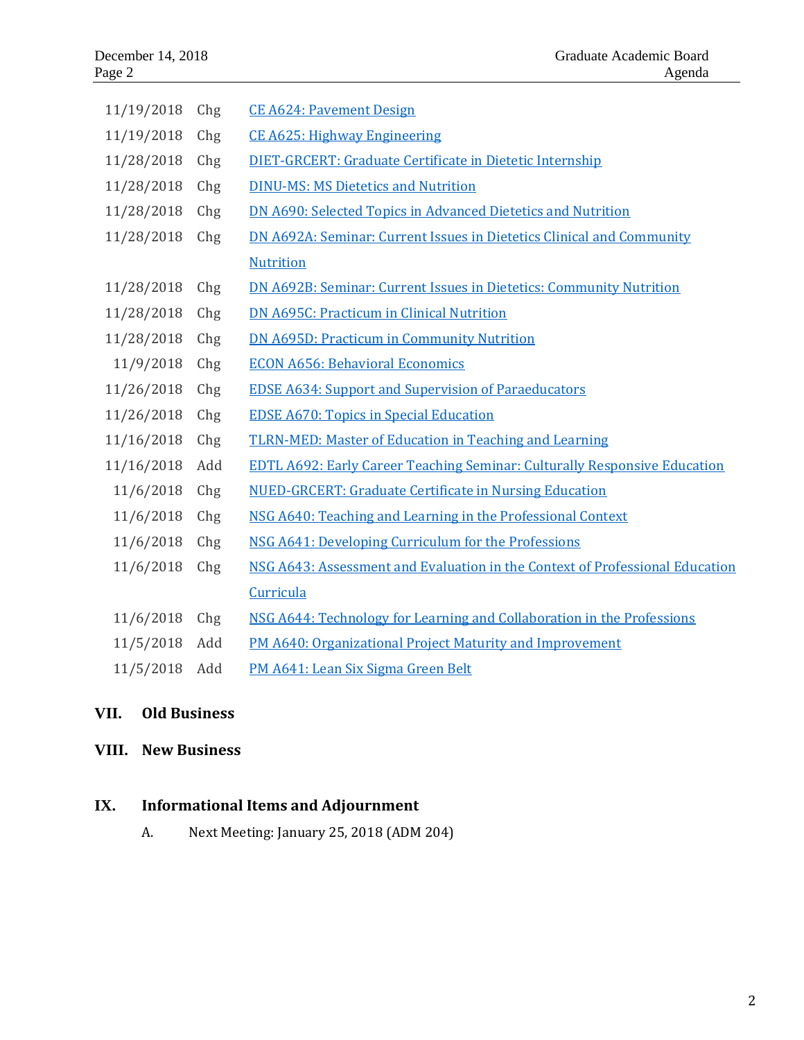| | | |
|---|---|---|
| 11/19/2018 | Chg | CE A624: Pavement Design |
| 11/19/2018 | Chg | CE A625: Highway Engineering |
| 11/28/2018 | Chg | DIET-GRCERT: Graduate Certificate in Dietetic Internship |
| 11/28/2018 | Chg | DINU-MS: MS Dietetics and Nutrition |
| 11/28/2018 | Chg | DN A690: Selected Topics in Advanced Dietetics and Nutrition |
| 11/28/2018 | Chg | DN A692A: Seminar: Current Issues in Dietetics Clinical and Community Nutrition |
| 11/28/2018 | Chg | DN A692B: Seminar: Current Issues in Dietetics: Community Nutrition |
| 11/28/2018 | Chg | DN A695C: Practicum in Clinical Nutrition |
| 11/28/2018 | Chg | DN A695D: Practicum in Community Nutrition |
| 11/9/2018 | Chg | ECON A656: Behavioral Economics |
| 11/26/2018 | Chg | EDSE A634: Support and Supervision of Paraeducators |
| 11/26/2018 | Chg | EDSE A670: Topics in Special Education |
| 11/16/2018 | Chg | TLRN-MED: Master of Education in Teaching and Learning |
| 11/16/2018 | Add | EDTL A692: Early Career Teaching Seminar: Culturally Responsive Education |
| 11/6/2018 | Chg | NUED-GRCERT: Graduate Certificate in Nursing Education |
| 11/6/2018 | Chg | NSG A640: Teaching and Learning in the Professional Context |
| 11/6/2018 | Chg | NSG A641: Developing Curriculum for the Professions |
| 11/6/2018 | Chg | NSG A643: Assessment and Evaluation in the Context of Professional Education Curricula |
| 11/6/2018 | Chg | NSG A644: Technology for Learning and Collaboration in the Professions |
| 11/5/2018 | Add | PM A640: Organizational Project Maturity and Improvement |
| 11/5/2018 | Add | PM A641: Lean Six Sigma Green Belt |

## VII. Old Business

## VIII. New Business

## IX. Informational Items and Adjournment

A. Next Meeting: January 25, 2018 (ADM 204)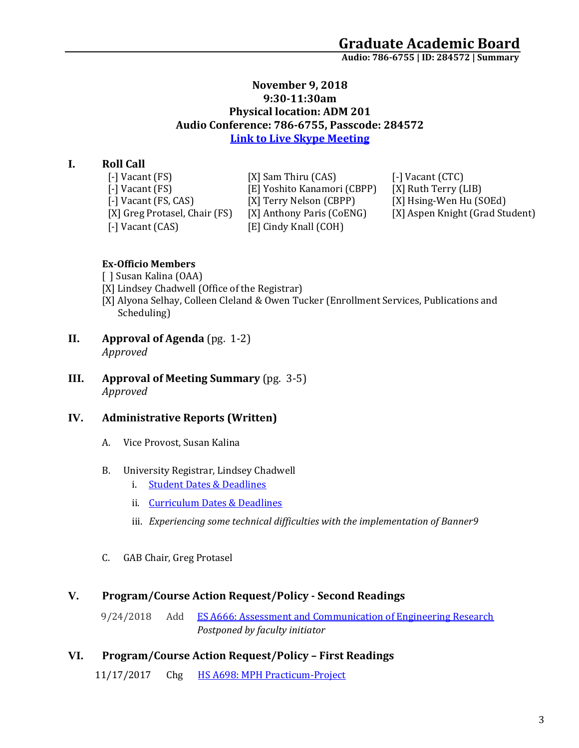# Graduate Academic Board

**Audio: 786-6755 | ID: 284572 | Summary**

**November 9, 2018**
**9:30-11:30am**
**Physical location: ADM 201**
**Audio Conference: 786-6755, Passcode: 284572**
**[Link to Live Skype Meeting]()**

## I. Roll Call

[-] Vacant (FS)
[-] Vacant (FS)
[-] Vacant (FS, CAS)
[X] Greg Protasel, Chair (FS)
[-] Vacant (CAS)
[X] Sam Thiru (CAS)
[E] Yoshito Kanamori (CBPP)
[X] Terry Nelson (CBPP)
[X] Anthony Paris (CoENG)
[E] Cindy Knall (COH)
[-] Vacant (CTC)
[X] Ruth Terry (LIB)
[X] Hsing-Wen Hu (SOEd)
[X] Aspen Knight (Grad Student)

**Ex-Officio Members**

[ ] Susan Kalina (OAA)
[X] Lindsey Chadwell (Office of the Registrar)
[X] Alyona Selhay, Colleen Cleland & Owen Tucker (Enrollment Services, Publications and Scheduling)

## II. Approval of Agenda (pg. 1-2)

*Approved*

## III. Approval of Meeting Summary (pg. 3-5)

*Approved*

## IV. Administrative Reports (Written)

A. Vice Provost, Susan Kalina

B. University Registrar, Lindsey Chadwell

  i. [Student Dates & Deadlines]()

  ii. [Curriculum Dates & Deadlines]()

  iii. *Experiencing some technical difficulties with the implementation of Banner9*

C. GAB Chair, Greg Protasel

## V. Program/Course Action Request/Policy - Second Readings

9/24/2018 Add [ES A666: Assessment and Communication of Engineering Research]()
*Postponed by faculty initiator*

## VI. Program/Course Action Request/Policy – First Readings

11/17/2017 Chg [HS A698: MPH Practicum-Project]()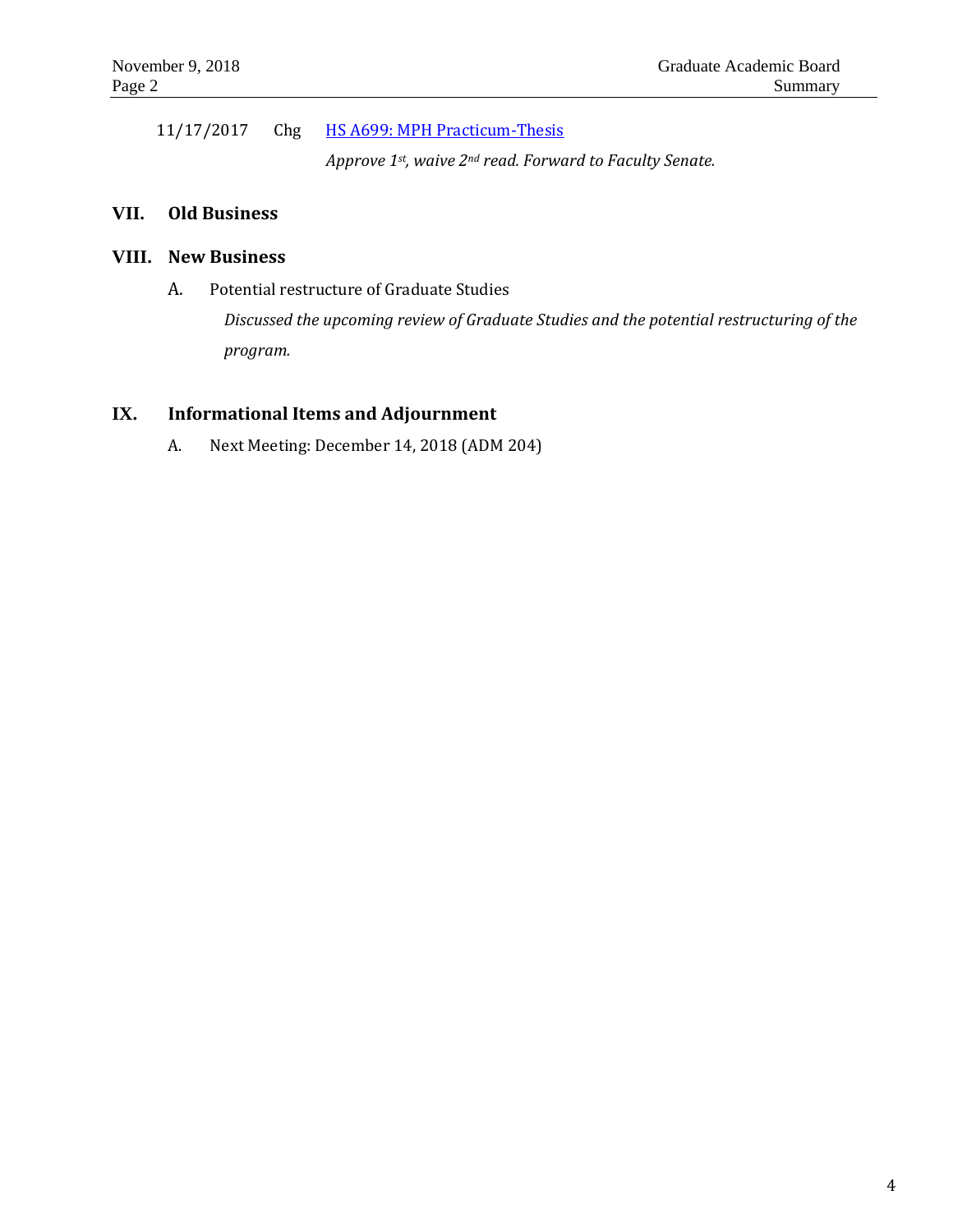11/17/2017 Chg [HS A699: MPH Practicum-Thesis]

*Approve 1st, waive 2nd read. Forward to Faculty Senate.*

## VII. Old Business

## VIII. New Business

A. Potential restructure of Graduate Studies

*Discussed the upcoming review of Graduate Studies and the potential restructuring of the program.*

## IX. Informational Items and Adjournment

A. Next Meeting: December 14, 2018 (ADM 204)